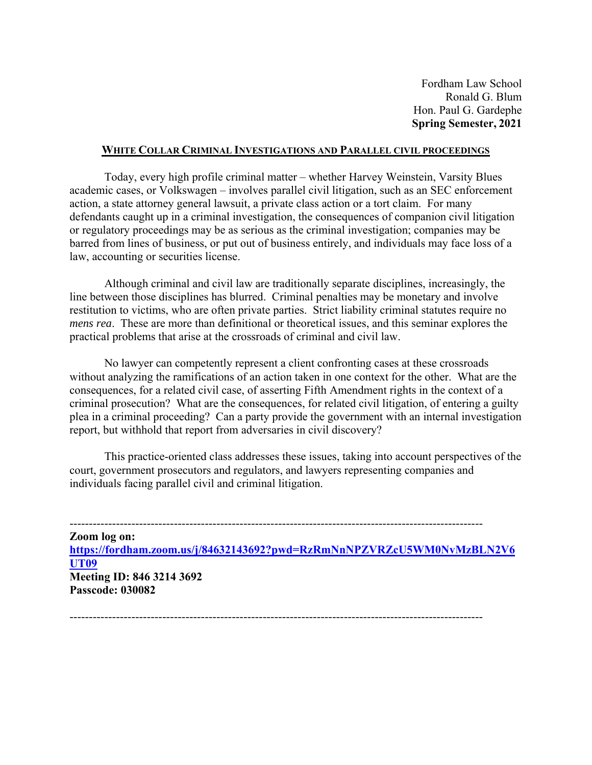Fordham Law School
Ronald G. Blum
Hon. Paul G. Gardephe
**Spring Semester, 2021**

## WHITE COLLAR CRIMINAL INVESTIGATIONS AND PARALLEL CIVIL PROCEEDINGS

Today, every high profile criminal matter – whether Harvey Weinstein, Varsity Blues academic cases, or Volkswagen – involves parallel civil litigation, such as an SEC enforcement action, a state attorney general lawsuit, a private class action or a tort claim. For many defendants caught up in a criminal investigation, the consequences of companion civil litigation or regulatory proceedings may be as serious as the criminal investigation; companies may be barred from lines of business, or put out of business entirely, and individuals may face loss of a law, accounting or securities license.

Although criminal and civil law are traditionally separate disciplines, increasingly, the line between those disciplines has blurred. Criminal penalties may be monetary and involve restitution to victims, who are often private parties. Strict liability criminal statutes require no *mens rea*. These are more than definitional or theoretical issues, and this seminar explores the practical problems that arise at the crossroads of criminal and civil law.

No lawyer can competently represent a client confronting cases at these crossroads without analyzing the ramifications of an action taken in one context for the other. What are the consequences, for a related civil case, of asserting Fifth Amendment rights in the context of a criminal prosecution? What are the consequences, for related civil litigation, of entering a guilty plea in a criminal proceeding? Can a party provide the government with an internal investigation report, but withhold that report from adversaries in civil discovery?

This practice-oriented class addresses these issues, taking into account perspectives of the court, government prosecutors and regulators, and lawyers representing companies and individuals facing parallel civil and criminal litigation.

---

**Zoom log on:**
**https://fordham.zoom.us/j/84632143692?pwd=RzRmNnNPZVRZcU5WM0NvMzBLN2V6UT09**
**Meeting ID: 846 3214 3692**
**Passcode: 030082**

---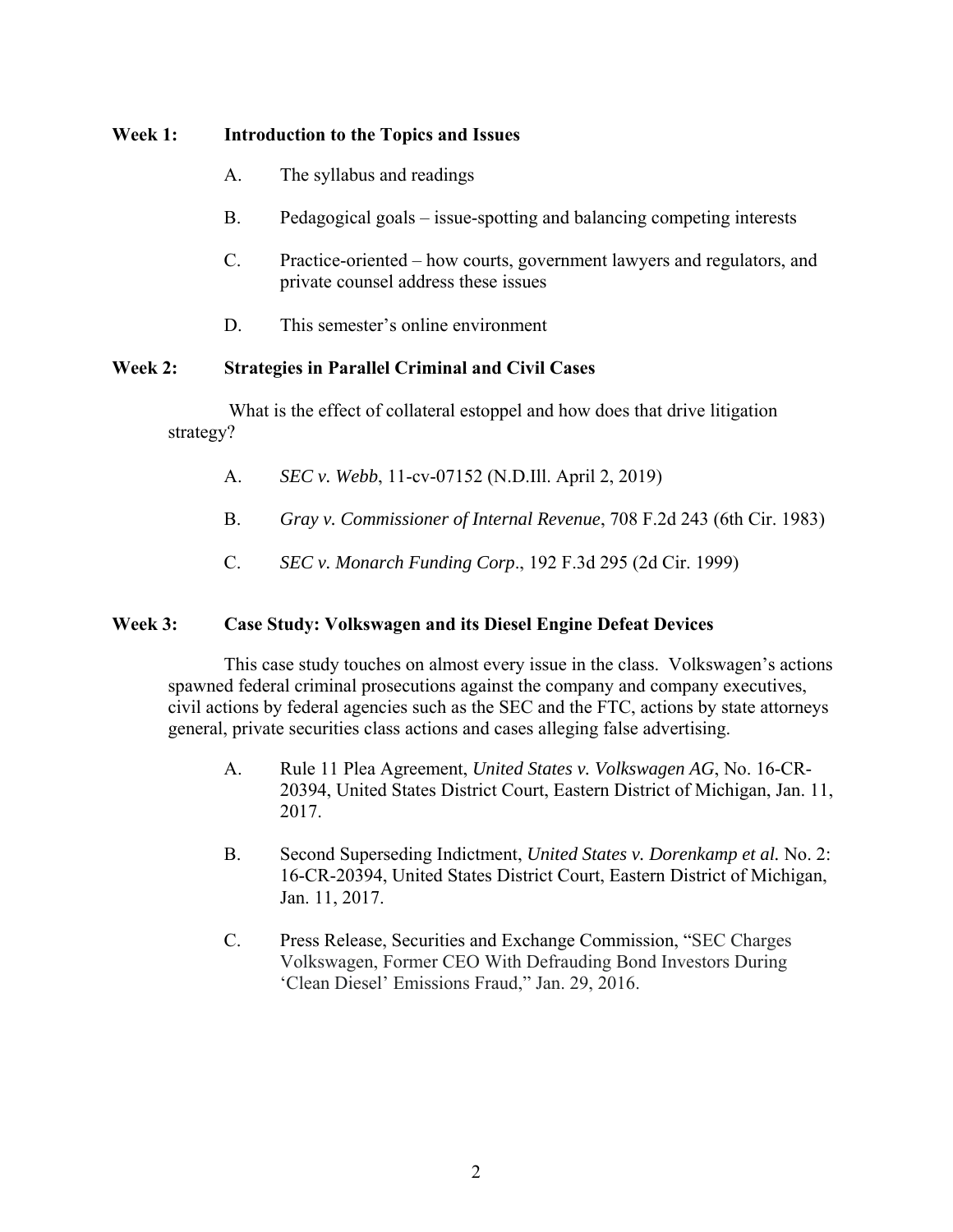**Week 1: Introduction to the Topics and Issues**

A. The syllabus and readings

B. Pedagogical goals – issue-spotting and balancing competing interests

C. Practice-oriented – how courts, government lawyers and regulators, and private counsel address these issues

D. This semester's online environment

**Week 2: Strategies in Parallel Criminal and Civil Cases**

What is the effect of collateral estoppel and how does that drive litigation strategy?

A. *SEC v. Webb*, 11-cv-07152 (N.D.Ill. April 2, 2019)

B. *Gray v. Commissioner of Internal Revenue*, 708 F.2d 243 (6th Cir. 1983)

C. *SEC v. Monarch Funding Corp*., 192 F.3d 295 (2d Cir. 1999)

**Week 3: Case Study: Volkswagen and its Diesel Engine Defeat Devices**

This case study touches on almost every issue in the class. Volkswagen's actions spawned federal criminal prosecutions against the company and company executives, civil actions by federal agencies such as the SEC and the FTC, actions by state attorneys general, private securities class actions and cases alleging false advertising.

A. Rule 11 Plea Agreement, *United States v. Volkswagen AG*, No. 16-CR-20394, United States District Court, Eastern District of Michigan, Jan. 11, 2017.

B. Second Superseding Indictment, *United States v. Dorenkamp et al.* No. 2: 16-CR-20394, United States District Court, Eastern District of Michigan, Jan. 11, 2017.

C. Press Release, Securities and Exchange Commission, "SEC Charges Volkswagen, Former CEO With Defrauding Bond Investors During 'Clean Diesel' Emissions Fraud," Jan. 29, 2016.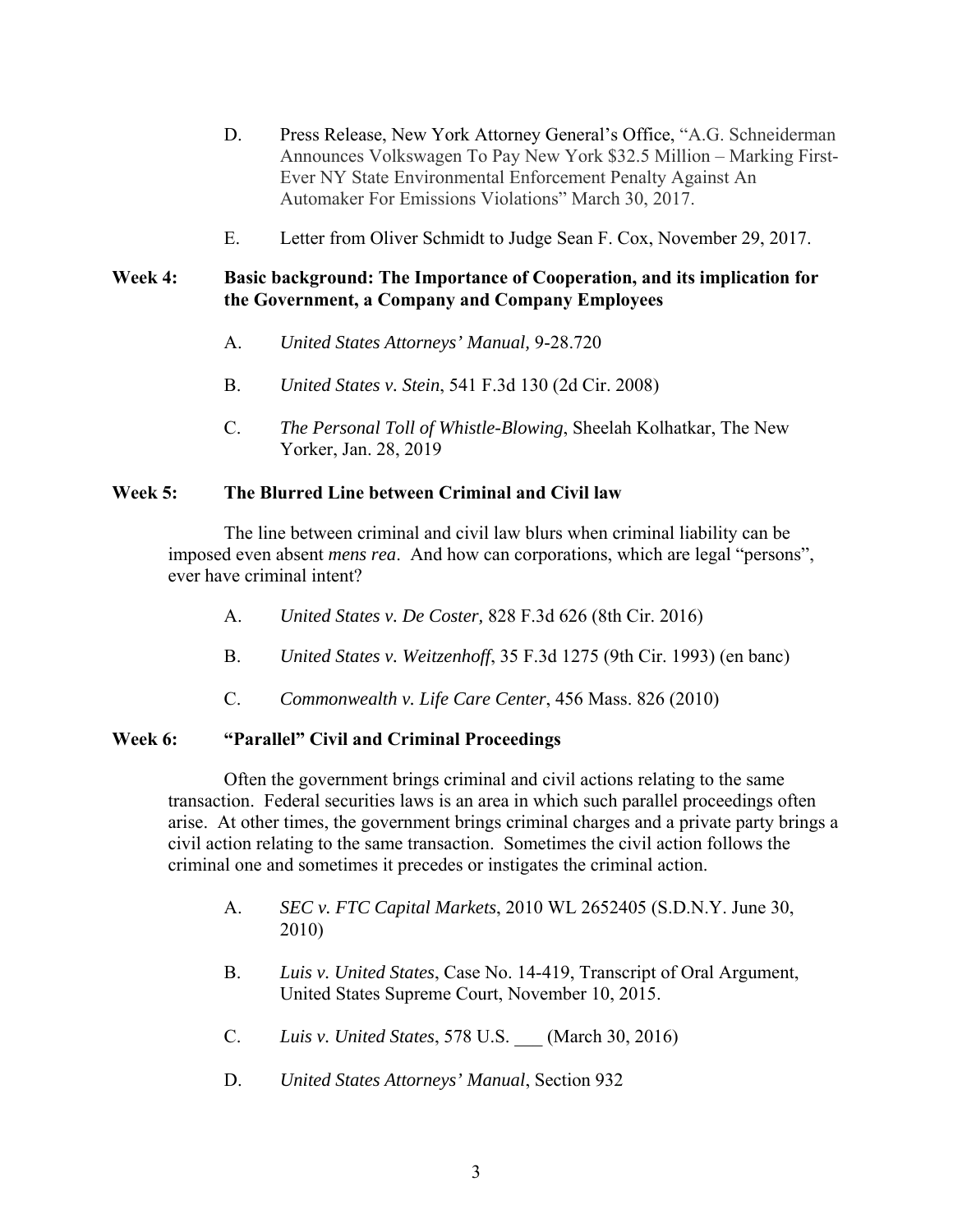D. Press Release, New York Attorney General's Office, "A.G. Schneiderman Announces Volkswagen To Pay New York $32.5 Million – Marking First-Ever NY State Environmental Enforcement Penalty Against An Automaker For Emissions Violations" March 30, 2017.

E. Letter from Oliver Schmidt to Judge Sean F. Cox, November 29, 2017.

**Week 4: Basic background: The Importance of Cooperation, and its implication for the Government, a Company and Company Employees**

A. *United States Attorneys' Manual,* 9-28.720

B. *United States v. Stein*, 541 F.3d 130 (2d Cir. 2008)

C. *The Personal Toll of Whistle-Blowing*, Sheelah Kolhatkar, The New Yorker, Jan. 28, 2019

**Week 5: The Blurred Line between Criminal and Civil law**

The line between criminal and civil law blurs when criminal liability can be imposed even absent *mens rea*. And how can corporations, which are legal "persons", ever have criminal intent?

A. *United States v. De Coster,* 828 F.3d 626 (8th Cir. 2016)

B. *United States v. Weitzenhoff*, 35 F.3d 1275 (9th Cir. 1993) (en banc)

C. *Commonwealth v. Life Care Center*, 456 Mass. 826 (2010)

**Week 6: "Parallel" Civil and Criminal Proceedings**

Often the government brings criminal and civil actions relating to the same transaction. Federal securities laws is an area in which such parallel proceedings often arise. At other times, the government brings criminal charges and a private party brings a civil action relating to the same transaction. Sometimes the civil action follows the criminal one and sometimes it precedes or instigates the criminal action.

A. *SEC v. FTC Capital Markets*, 2010 WL 2652405 (S.D.N.Y. June 30, 2010)

B. *Luis v. United States*, Case No. 14-419, Transcript of Oral Argument, United States Supreme Court, November 10, 2015.

C. *Luis v. United States*, 578 U.S. ___ (March 30, 2016)

D. *United States Attorneys' Manual*, Section 932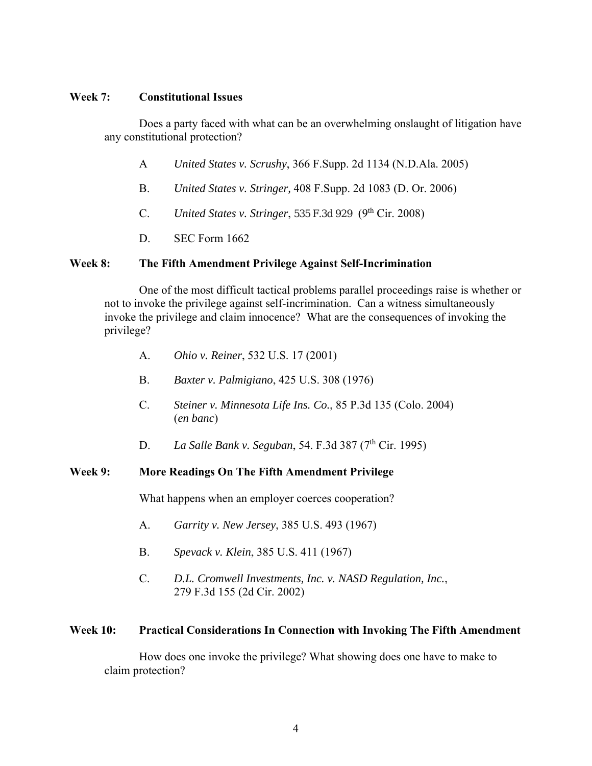**Week 7: Constitutional Issues**

Does a party faced with what can be an overwhelming onslaught of litigation have any constitutional protection?

A *United States v. Scrushy*, 366 F.Supp. 2d 1134 (N.D.Ala. 2005)

B. *United States v. Stringer*, 408 F.Supp. 2d 1083 (D. Or. 2006)

C. *United States v. Stringer*, 535 F.3d 929 (9th Cir. 2008)

D. SEC Form 1662

**Week 8: The Fifth Amendment Privilege Against Self-Incrimination**

One of the most difficult tactical problems parallel proceedings raise is whether or not to invoke the privilege against self-incrimination. Can a witness simultaneously invoke the privilege and claim innocence? What are the consequences of invoking the privilege?

A. *Ohio v. Reiner*, 532 U.S. 17 (2001)

B. *Baxter v. Palmigiano*, 425 U.S. 308 (1976)

C. *Steiner v. Minnesota Life Ins. Co.*, 85 P.3d 135 (Colo. 2004) (*en banc*)

D. *La Salle Bank v. Seguban*, 54. F.3d 387 (7th Cir. 1995)

**Week 9: More Readings On The Fifth Amendment Privilege**

What happens when an employer coerces cooperation?

A. *Garrity v. New Jersey*, 385 U.S. 493 (1967)

B. *Spevack v. Klein*, 385 U.S. 411 (1967)

C. *D.L. Cromwell Investments, Inc. v. NASD Regulation, Inc.*, 279 F.3d 155 (2d Cir. 2002)

**Week 10: Practical Considerations In Connection with Invoking The Fifth Amendment**

How does one invoke the privilege? What showing does one have to make to claim protection?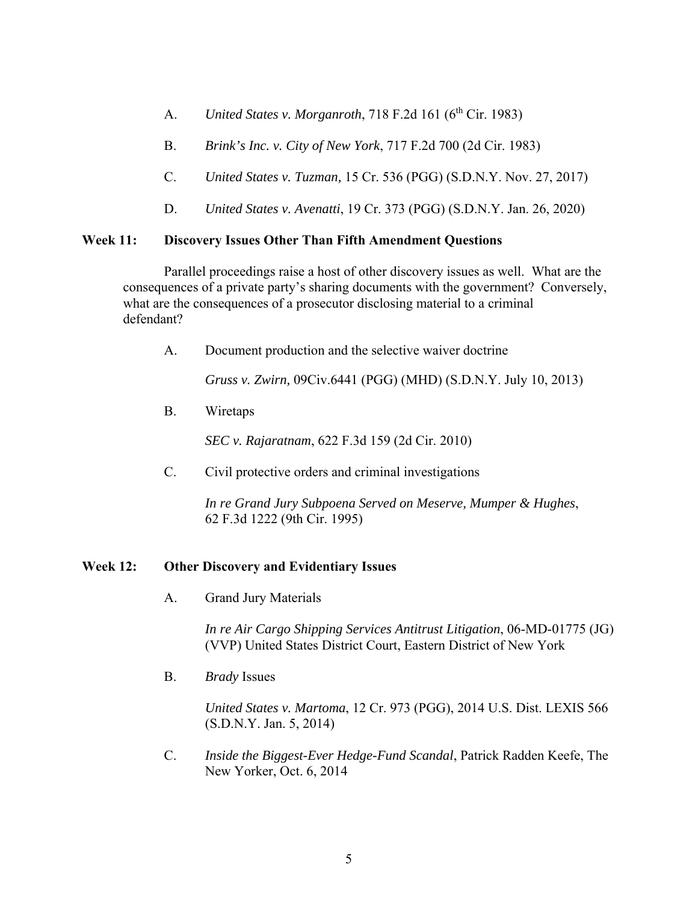A. *United States v. Morganroth*, 718 F.2d 161 (6th Cir. 1983)

B. *Brink's Inc. v. City of New York*, 717 F.2d 700 (2d Cir. 1983)

C. *United States v. Tuzman,* 15 Cr. 536 (PGG) (S.D.N.Y. Nov. 27, 2017)

D. *United States v. Avenatti*, 19 Cr. 373 (PGG) (S.D.N.Y. Jan. 26, 2020)

**Week 11: Discovery Issues Other Than Fifth Amendment Questions**

Parallel proceedings raise a host of other discovery issues as well. What are the consequences of a private party's sharing documents with the government? Conversely, what are the consequences of a prosecutor disclosing material to a criminal defendant?

A. Document production and the selective waiver doctrine

*Gruss v. Zwirn,* 09Civ.6441 (PGG) (MHD) (S.D.N.Y. July 10, 2013)

B. Wiretaps

*SEC v. Rajaratnam*, 622 F.3d 159 (2d Cir. 2010)

C. Civil protective orders and criminal investigations

*In re Grand Jury Subpoena Served on Meserve, Mumper & Hughes*, 62 F.3d 1222 (9th Cir. 1995)

**Week 12: Other Discovery and Evidentiary Issues**

A. Grand Jury Materials

*In re Air Cargo Shipping Services Antitrust Litigation*, 06-MD-01775 (JG) (VVP) United States District Court, Eastern District of New York

B. *Brady* Issues

*United States v. Martoma*, 12 Cr. 973 (PGG), 2014 U.S. Dist. LEXIS 566 (S.D.N.Y. Jan. 5, 2014)

C. *Inside the Biggest-Ever Hedge-Fund Scandal*, Patrick Radden Keefe, The New Yorker, Oct. 6, 2014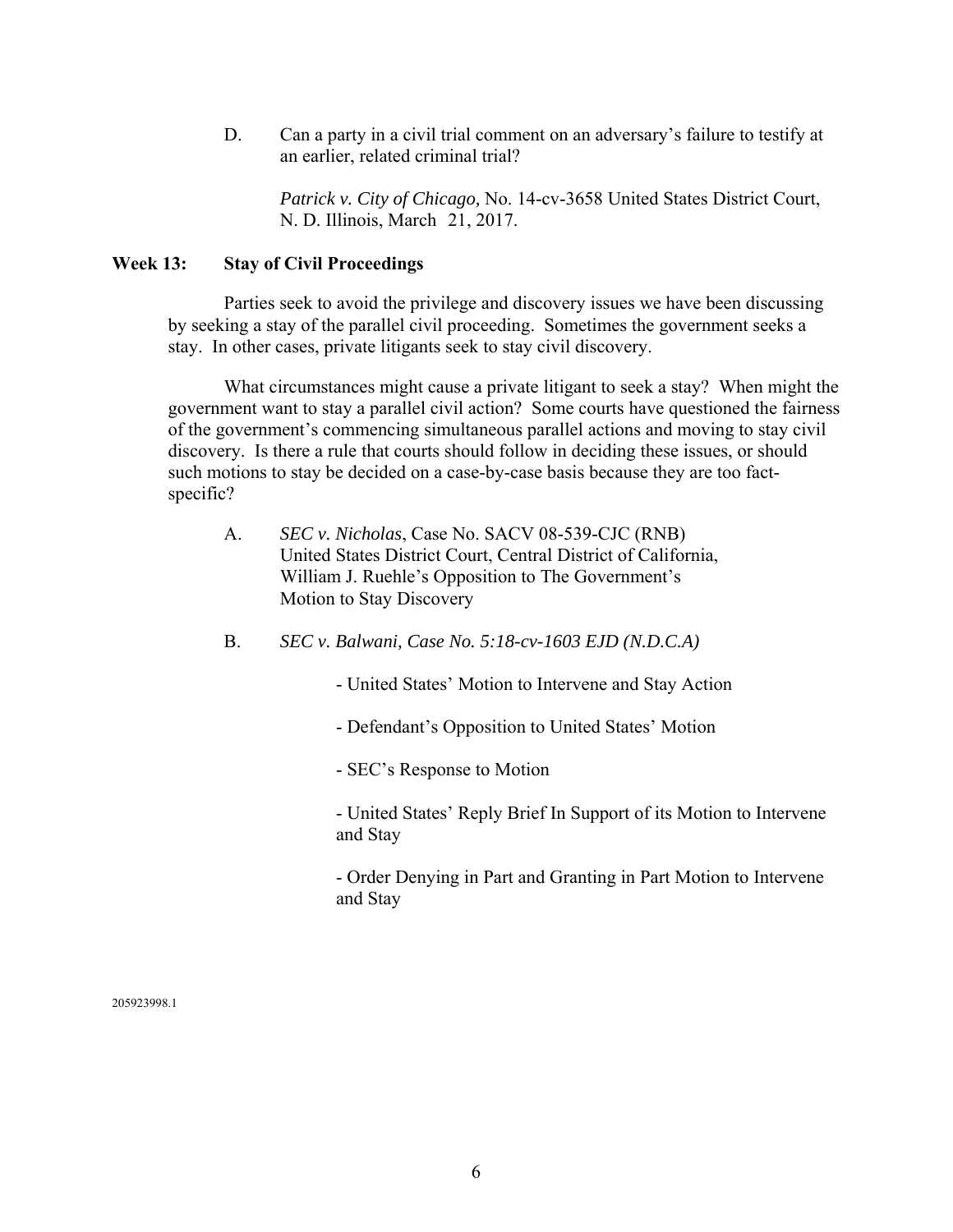D. Can a party in a civil trial comment on an adversary's failure to testify at an earlier, related criminal trial?

*Patrick v. City of Chicago,* No. 14-cv-3658 United States District Court, N. D. Illinois, March 21, 2017.

## Week 13: Stay of Civil Proceedings

Parties seek to avoid the privilege and discovery issues we have been discussing by seeking a stay of the parallel civil proceeding. Sometimes the government seeks a stay. In other cases, private litigants seek to stay civil discovery.

What circumstances might cause a private litigant to seek a stay? When might the government want to stay a parallel civil action? Some courts have questioned the fairness of the government's commencing simultaneous parallel actions and moving to stay civil discovery. Is there a rule that courts should follow in deciding these issues, or should such motions to stay be decided on a case-by-case basis because they are too fact-specific?

A. *SEC v. Nicholas*, Case No. SACV 08-539-CJC (RNB) United States District Court, Central District of California, William J. Ruehle's Opposition to The Government's Motion to Stay Discovery

B. *SEC v. Balwani, Case No. 5:18-cv-1603 EJD (N.D.C.A)*

- United States' Motion to Intervene and Stay Action
- Defendant's Opposition to United States' Motion
- SEC's Response to Motion
- United States' Reply Brief In Support of its Motion to Intervene and Stay
- Order Denying in Part and Granting in Part Motion to Intervene and Stay

205923998.1